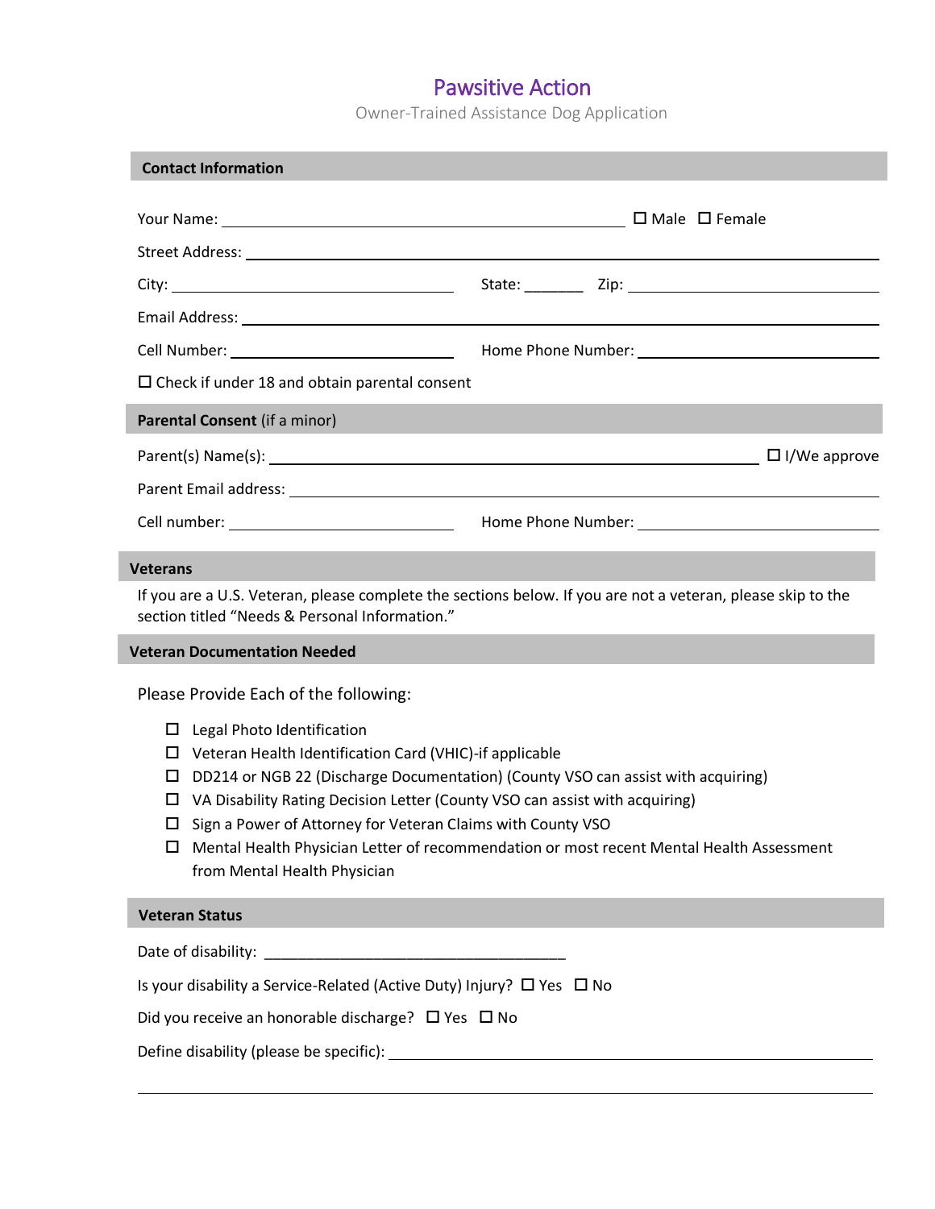# Pawsitive Action

Owner-Trained Assistance Dog Application

## Contact Information

Your Name: ______________________________ ☐ Male ☐ Female

Street Address: ______________________________

City: ______________________________ State: _______ Zip: ______________________________

Email Address: ______________________________

Cell Number: ______________________________ Home Phone Number: ______________________________

☐ Check if under 18 and obtain parental consent

## Parental Consent (if a minor)

Parent(s) Name(s): ______________________________ ☐ I/We approve

Parent Email address: ______________________________

Cell number: ______________________________ Home Phone Number: ______________________________

## Veterans

If you are a U.S. Veteran, please complete the sections below. If you are not a veteran, please skip to the section titled "Needs & Personal Information."

## Veteran Documentation Needed

Please Provide Each of the following:

- ☐ Legal Photo Identification
- ☐ Veteran Health Identification Card (VHIC)-if applicable
- ☐ DD214 or NGB 22 (Discharge Documentation) (County VSO can assist with acquiring)
- ☐ VA Disability Rating Decision Letter (County VSO can assist with acquiring)
- ☐ Sign a Power of Attorney for Veteran Claims with County VSO
- ☐ Mental Health Physician Letter of recommendation or most recent Mental Health Assessment from Mental Health Physician

## Veteran Status

Date of disability: ______________________________

Is your disability a Service-Related (Active Duty) Injury? ☐ Yes ☐ No

Did you receive an honorable discharge? ☐ Yes ☐ No

Define disability (please be specific): ______________________________

______________________________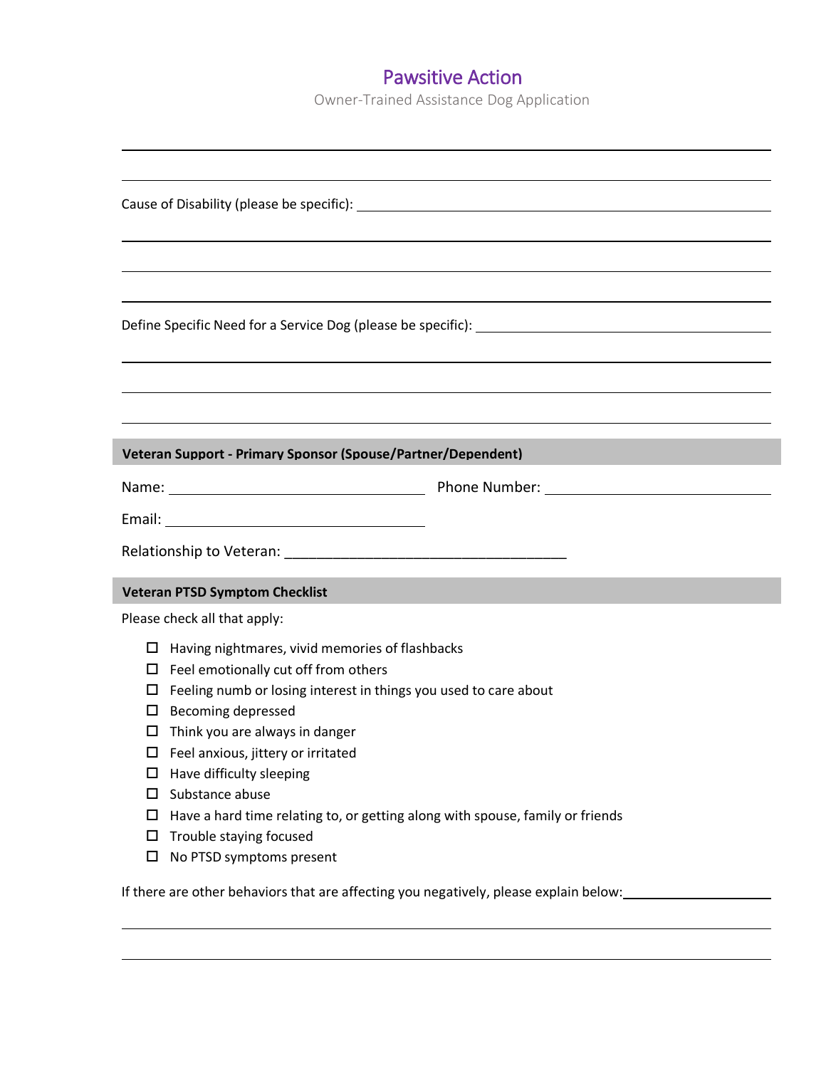# Pawsitive Action

Owner-Trained Assistance Dog Application

Cause of Disability (please be specific): ______________________________

Define Specific Need for a Service Dog (please be specific): ______________________________

## Veteran Support - Primary Sponsor (Spouse/Partner/Dependent)

Name: ______________________ Phone Number: ______________________

Email: ______________________

Relationship to Veteran: ______________________

## Veteran PTSD Symptom Checklist

Please check all that apply:

- ☐ Having nightmares, vivid memories of flashbacks
- ☐ Feel emotionally cut off from others
- ☐ Feeling numb or losing interest in things you used to care about
- ☐ Becoming depressed
- ☐ Think you are always in danger
- ☐ Feel anxious, jittery or irritated
- ☐ Have difficulty sleeping
- ☐ Substance abuse
- ☐ Have a hard time relating to, or getting along with spouse, family or friends
- ☐ Trouble staying focused
- ☐ No PTSD symptoms present

If there are other behaviors that are affecting you negatively, please explain below: ______________________________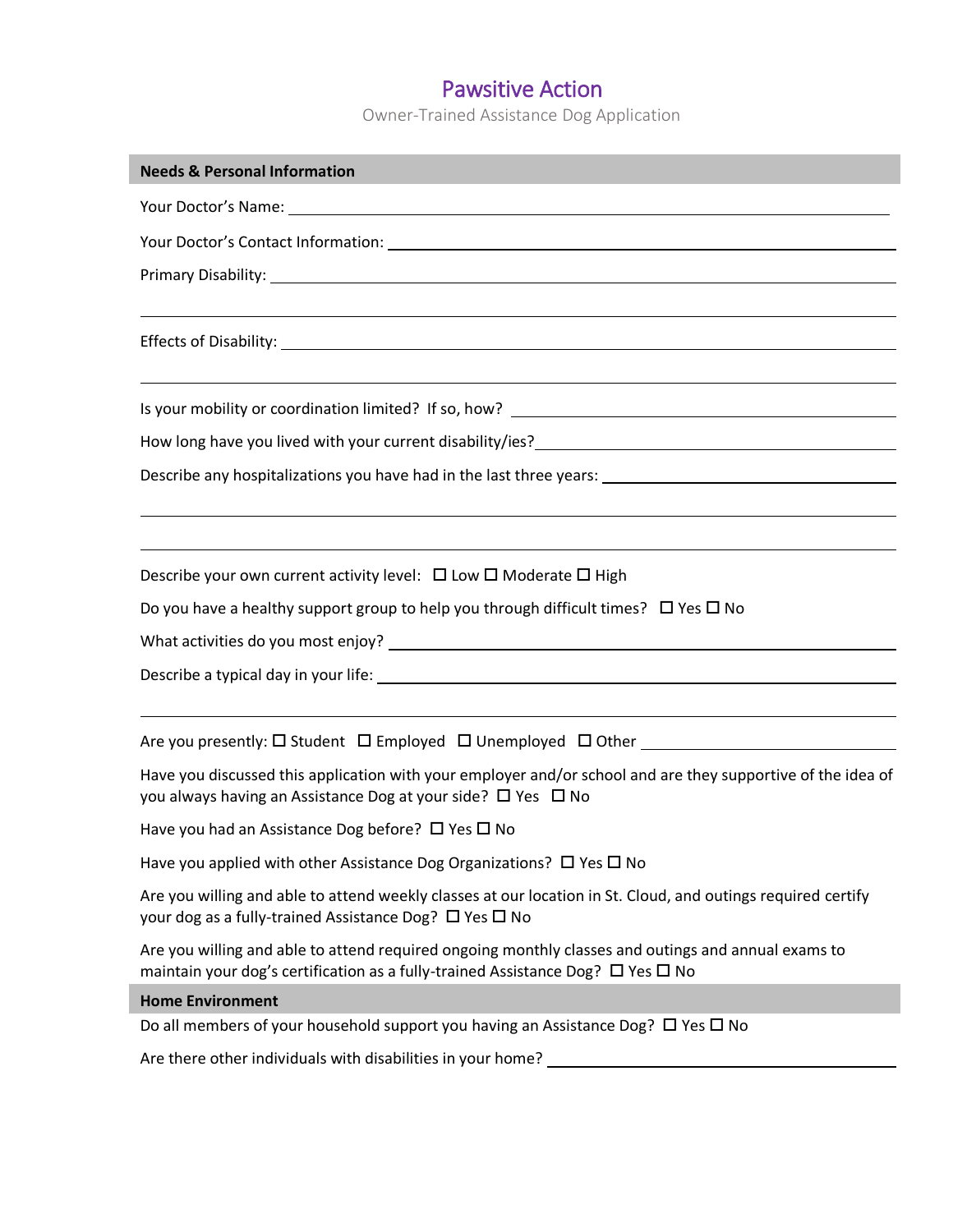# Pawsitive Action

Owner-Trained Assistance Dog Application

**Needs & Personal Information**

Your Doctor's Name: ____________________

Your Doctor's Contact Information: ____________________

Primary Disability: ____________________

____________________

Effects of Disability: ____________________

____________________

Is your mobility or coordination limited? If so, how? ____________________

How long have you lived with your current disability/ies? ____________________

Describe any hospitalizations you have had in the last three years: ____________________

____________________

____________________

Describe your own current activity level: ☐ Low ☐ Moderate ☐ High

Do you have a healthy support group to help you through difficult times? ☐ Yes ☐ No

What activities do you most enjoy? ____________________

Describe a typical day in your life: ____________________

____________________

Are you presently: ☐ Student ☐ Employed ☐ Unemployed ☐ Other ____________________

Have you discussed this application with your employer and/or school and are they supportive of the idea of you always having an Assistance Dog at your side? ☐ Yes ☐ No

Have you had an Assistance Dog before? ☐ Yes ☐ No

Have you applied with other Assistance Dog Organizations? ☐ Yes ☐ No

Are you willing and able to attend weekly classes at our location in St. Cloud, and outings required certify your dog as a fully-trained Assistance Dog? ☐ Yes ☐ No

Are you willing and able to attend required ongoing monthly classes and outings and annual exams to maintain your dog's certification as a fully-trained Assistance Dog? ☐ Yes ☐ No

**Home Environment**

Do all members of your household support you having an Assistance Dog? ☐ Yes ☐ No

Are there other individuals with disabilities in your home? ____________________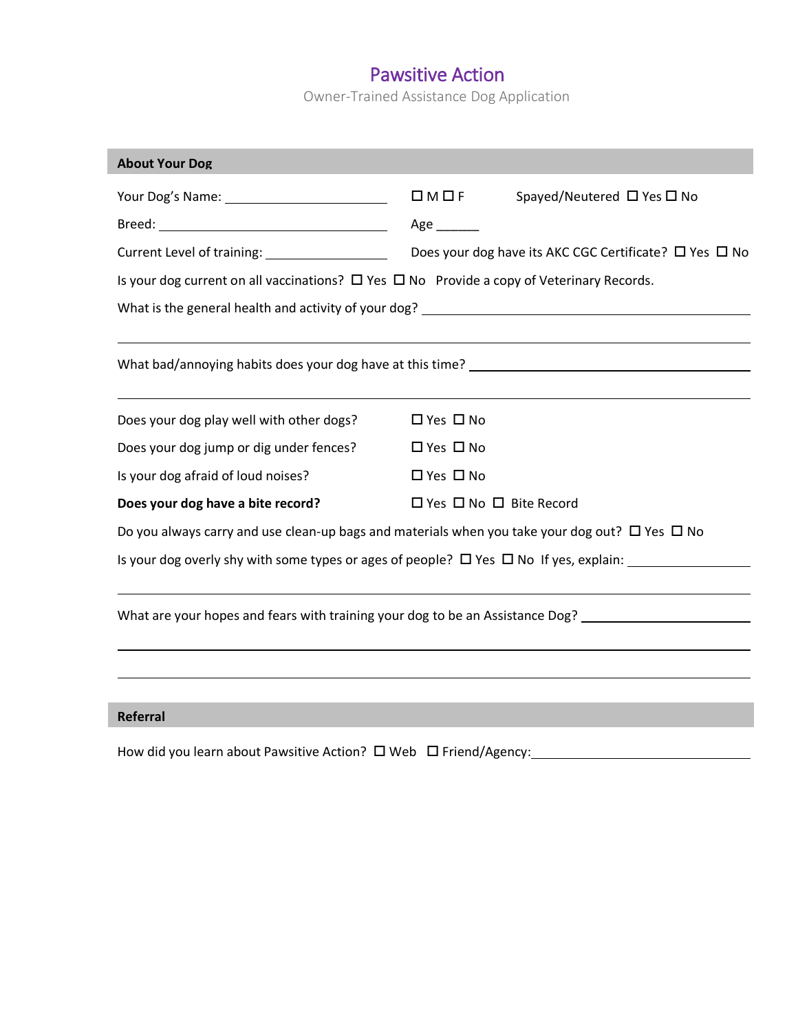# Pawsitive Action

Owner-Trained Assistance Dog Application

## About Your Dog

Your Dog's Name: ______________________ ☐ M ☐ F Spayed/Neutered ☐ Yes ☐ No

Breed: ______________________ Age ______

Current Level of training: ______________________ Does your dog have its AKC CGC Certificate? ☐ Yes ☐ No

Is your dog current on all vaccinations? ☐ Yes ☐ No Provide a copy of Veterinary Records.

What is the general health and activity of your dog? ______________________

______________________

What bad/annoying habits does your dog have at this time? ______________________

______________________

Does your dog play well with other dogs? ☐ Yes ☐ No

Does your dog jump or dig under fences? ☐ Yes ☐ No

Is your dog afraid of loud noises? ☐ Yes ☐ No

**Does your dog have a bite record?** ☐ Yes ☐ No ☐ Bite Record

Do you always carry and use clean-up bags and materials when you take your dog out? ☐ Yes ☐ No

Is your dog overly shy with some types or ages of people? ☐ Yes ☐ No If yes, explain: ______________________

______________________

What are your hopes and fears with training your dog to be an Assistance Dog? ______________________

______________________

______________________

## Referral

How did you learn about Pawsitive Action? ☐ Web ☐ Friend/Agency: ______________________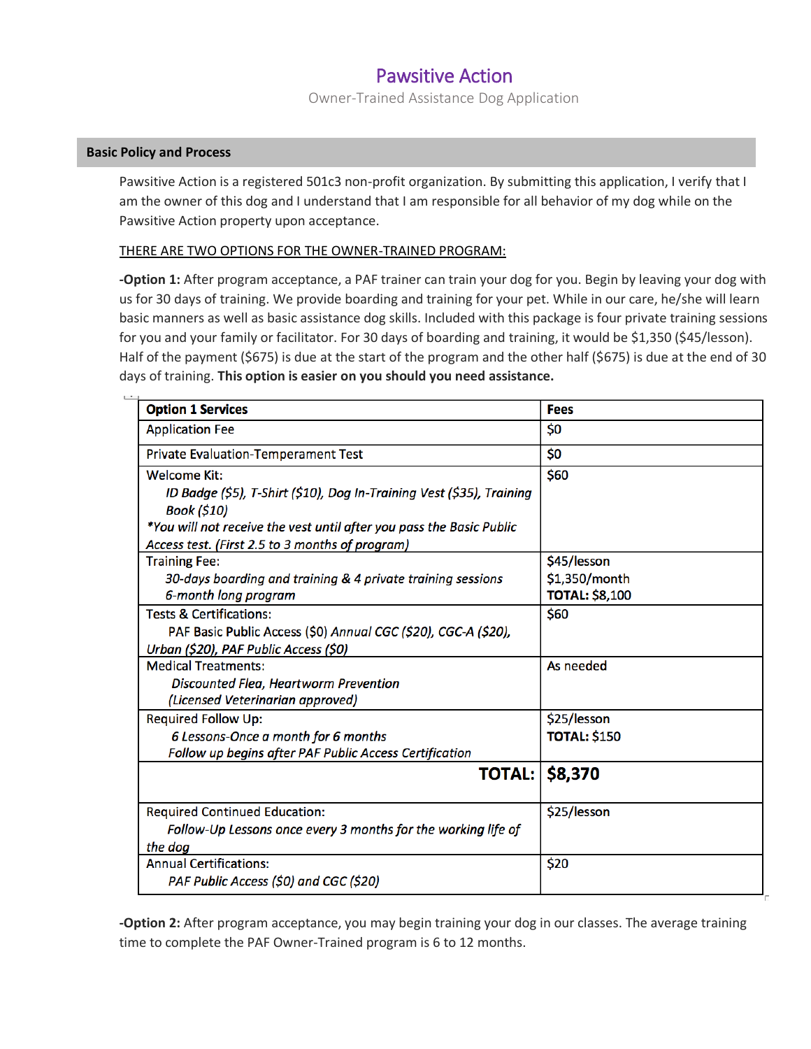# Pawsitive Action

Owner-Trained Assistance Dog Application

## Basic Policy and Process

Pawsitive Action is a registered 501c3 non-profit organization. By submitting this application, I verify that I am the owner of this dog and I understand that I am responsible for all behavior of my dog while on the Pawsitive Action property upon acceptance.

THERE ARE TWO OPTIONS FOR THE OWNER-TRAINED PROGRAM:

**-Option 1:** After program acceptance, a PAF trainer can train your dog for you. Begin by leaving your dog with us for 30 days of training. We provide boarding and training for your pet. While in our care, he/she will learn basic manners as well as basic assistance dog skills. Included with this package is four private training sessions for you and your family or facilitator. For 30 days of boarding and training, it would be $1,350 ($45/lesson). Half of the payment ($675) is due at the start of the program and the other half ($675) is due at the end of 30 days of training. **This option is easier on you should you need assistance.**

| Option 1 Services | Fees |
|---|---|
| Application Fee | $0 |
| Private Evaluation-Temperament Test | $0 |
| Welcome Kit: *ID Badge ($5), T-Shirt ($10), Dog In-Training Vest ($35), Training Book ($10)* *\*You will not receive the vest until after you pass the Basic Public Access test. (First 2.5 to 3 months of program)* | $60 |
| Training Fee: *30-days boarding and training & 4 private training sessions* *6-month long program* | $45/lesson $1,350/month **TOTAL: $8,100** |
| Tests & Certifications: PAF Basic Public Access ($0) *Annual CGC ($20), CGC-A ($20), Urban ($20), PAF Public Access ($0)* | $60 |
| Medical Treatments: *Discounted Flea, Heartworm Prevention* *(Licensed Veterinarian approved)* | As needed |
| Required Follow Up: *6 Lessons-Once a month for 6 months* *Follow up begins after PAF Public Access Certification* | $25/lesson **TOTAL: $150** |
| **TOTAL:** | **$8,370** |
| Required Continued Education: *Follow-Up Lessons once every 3 months for the working life of the dog* | $25/lesson |
| Annual Certifications: *PAF Public Access ($0) and CGC ($20)* | $20 |

**-Option 2:** After program acceptance, you may begin training your dog in our classes. The average training time to complete the PAF Owner-Trained program is 6 to 12 months.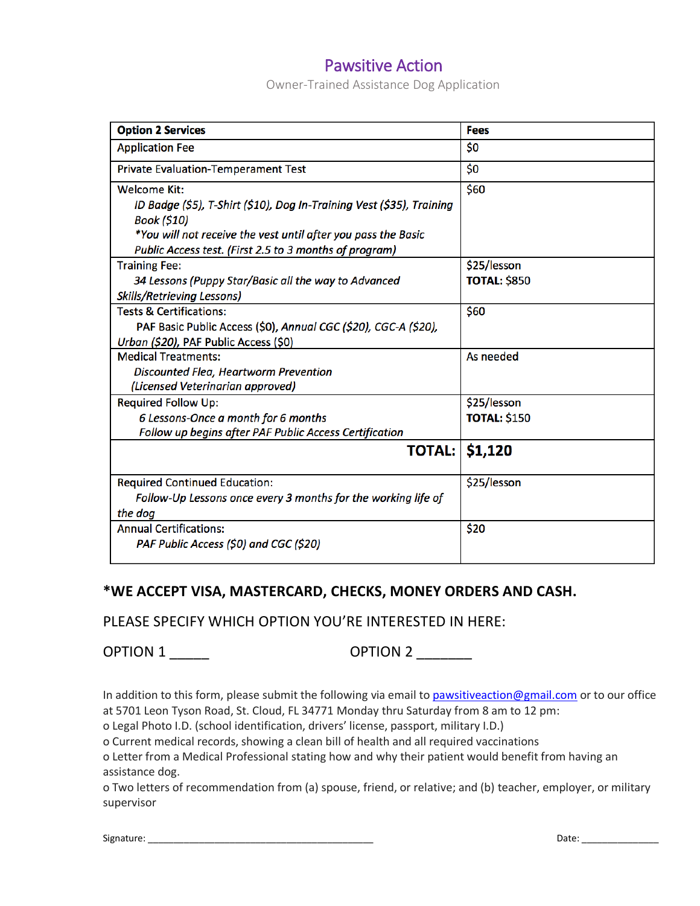# Pawsitive Action

Owner-Trained Assistance Dog Application

| **Option 2 Services** | **Fees** |
| --- | --- |
| Application Fee | $0 |
| Private Evaluation-Temperament Test | $0 |
| Welcome Kit:<br>*ID Badge ($5), T-Shirt ($10), Dog In-Training Vest ($35), Training Book ($10)*<br>*\*You will not receive the vest until after you pass the Basic Public Access test. (First 2.5 to 3 months of program)* | $60 |
| Training Fee:<br>*34 Lessons (Puppy Star/Basic all the way to Advanced Skills/Retrieving Lessons)* | $25/lesson<br>**TOTAL:** $850 |
| Tests & Certifications:<br>PAF Basic Public Access ($0), *Annual CGC ($20), CGC-A ($20), Urban ($20)*, PAF Public Access ($0) | $60 |
| Medical Treatments:<br>*Discounted Flea, Heartworm Prevention*<br>*(Licensed Veterinarian approved)* | As needed |
| Required Follow Up:<br>*6 Lessons-Once a month for 6 months*<br>*Follow up begins after PAF Public Access Certification* | $25/lesson<br>**TOTAL:** $150 |
| **TOTAL:** | **$1,120** |
| Required Continued Education:<br>*Follow-Up Lessons once every 3 months for the working life of the dog* | $25/lesson |
| Annual Certifications:<br>*PAF Public Access ($0) and CGC ($20)* | $20 |

**\*WE ACCEPT VISA, MASTERCARD, CHECKS, MONEY ORDERS AND CASH.**

PLEASE SPECIFY WHICH OPTION YOU'RE INTERESTED IN HERE:

OPTION 1 _____ OPTION 2 _______

In addition to this form, please submit the following via email to pawsitiveaction@gmail.com or to our office at 5701 Leon Tyson Road, St. Cloud, FL 34771 Monday thru Saturday from 8 am to 12 pm:

- Legal Photo I.D. (school identification, drivers' license, passport, military I.D.)
- Current medical records, showing a clean bill of health and all required vaccinations
- Letter from a Medical Professional stating how and why their patient would benefit from having an assistance dog.
- Two letters of recommendation from (a) spouse, friend, or relative; and (b) teacher, employer, or military supervisor

Signature: ____________________________________________ Date: _______________